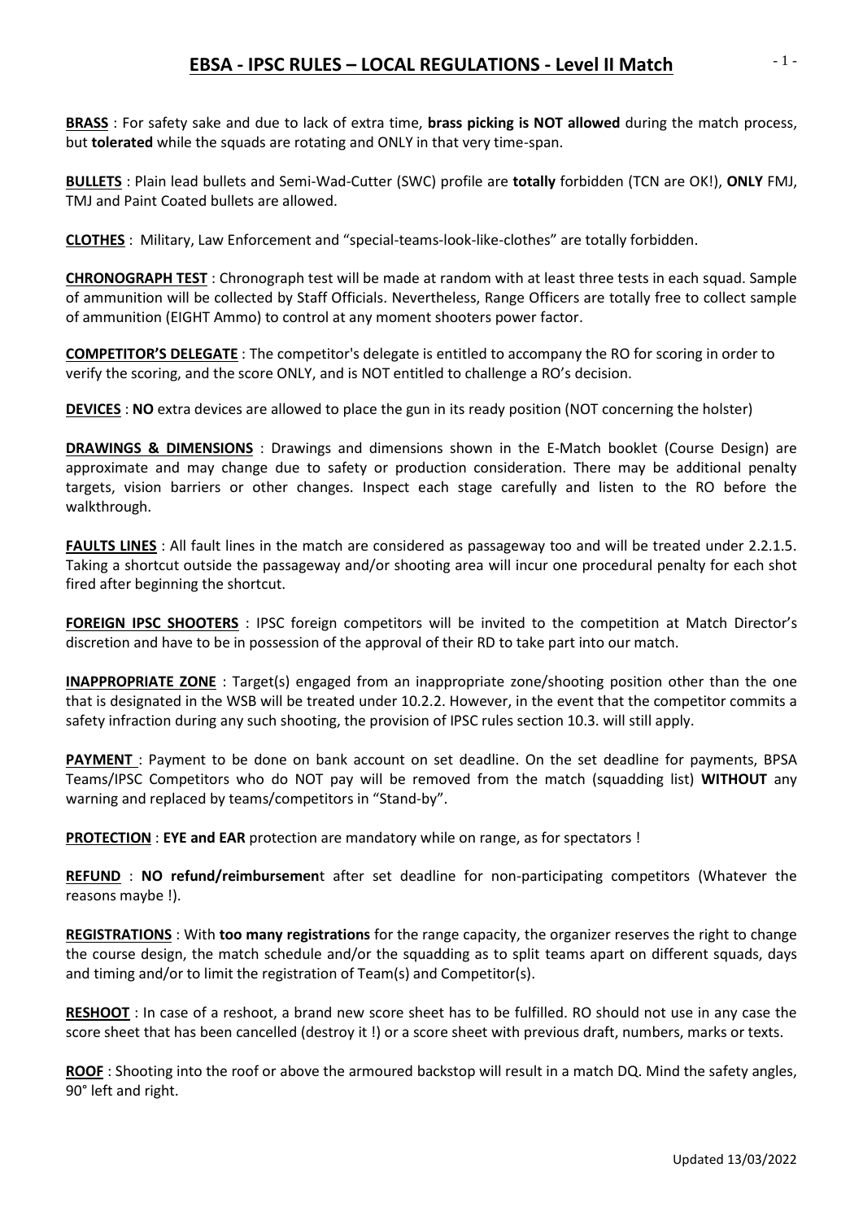# EBSA - IPSC RULES – LOCAL REGULATIONS - Level II Match

**BRASS** : For safety sake and due to lack of extra time, **brass picking is NOT allowed** during the match process, but **tolerated** while the squads are rotating and ONLY in that very time-span.

**BULLETS** : Plain lead bullets and Semi-Wad-Cutter (SWC) profile are **totally** forbidden (TCN are OK!), **ONLY** FMJ, TMJ and Paint Coated bullets are allowed.

**CLOTHES** : Military, Law Enforcement and "special-teams-look-like-clothes" are totally forbidden.

**CHRONOGRAPH TEST** : Chronograph test will be made at random with at least three tests in each squad. Sample of ammunition will be collected by Staff Officials. Nevertheless, Range Officers are totally free to collect sample of ammunition (EIGHT Ammo) to control at any moment shooters power factor.

**COMPETITOR'S DELEGATE** : The competitor's delegate is entitled to accompany the RO for scoring in order to verify the scoring, and the score ONLY, and is NOT entitled to challenge a RO's decision.

**DEVICES** : **NO** extra devices are allowed to place the gun in its ready position (NOT concerning the holster)

**DRAWINGS & DIMENSIONS** : Drawings and dimensions shown in the E-Match booklet (Course Design) are approximate and may change due to safety or production consideration. There may be additional penalty targets, vision barriers or other changes. Inspect each stage carefully and listen to the RO before the walkthrough.

**FAULTS LINES** : All fault lines in the match are considered as passageway too and will be treated under 2.2.1.5. Taking a shortcut outside the passageway and/or shooting area will incur one procedural penalty for each shot fired after beginning the shortcut.

**FOREIGN IPSC SHOOTERS** : IPSC foreign competitors will be invited to the competition at Match Director's discretion and have to be in possession of the approval of their RD to take part into our match.

**INAPPROPRIATE ZONE** : Target(s) engaged from an inappropriate zone/shooting position other than the one that is designated in the WSB will be treated under 10.2.2. However, in the event that the competitor commits a safety infraction during any such shooting, the provision of IPSC rules section 10.3. will still apply.

**PAYMENT** : Payment to be done on bank account on set deadline. On the set deadline for payments, BPSA Teams/IPSC Competitors who do NOT pay will be removed from the match (squadding list) **WITHOUT** any warning and replaced by teams/competitors in "Stand-by".

**PROTECTION** : **EYE and EAR** protection are mandatory while on range, as for spectators !

**REFUND** : **NO refund/reimbursemen**t after set deadline for non-participating competitors (Whatever the reasons maybe !).

**REGISTRATIONS** : With **too many registrations** for the range capacity, the organizer reserves the right to change the course design, the match schedule and/or the squadding as to split teams apart on different squads, days and timing and/or to limit the registration of Team(s) and Competitor(s).

**RESHOOT** : In case of a reshoot, a brand new score sheet has to be fulfilled. RO should not use in any case the score sheet that has been cancelled (destroy it !) or a score sheet with previous draft, numbers, marks or texts.

**ROOF** : Shooting into the roof or above the armoured backstop will result in a match DQ. Mind the safety angles, 90° left and right.

Updated 13/03/2022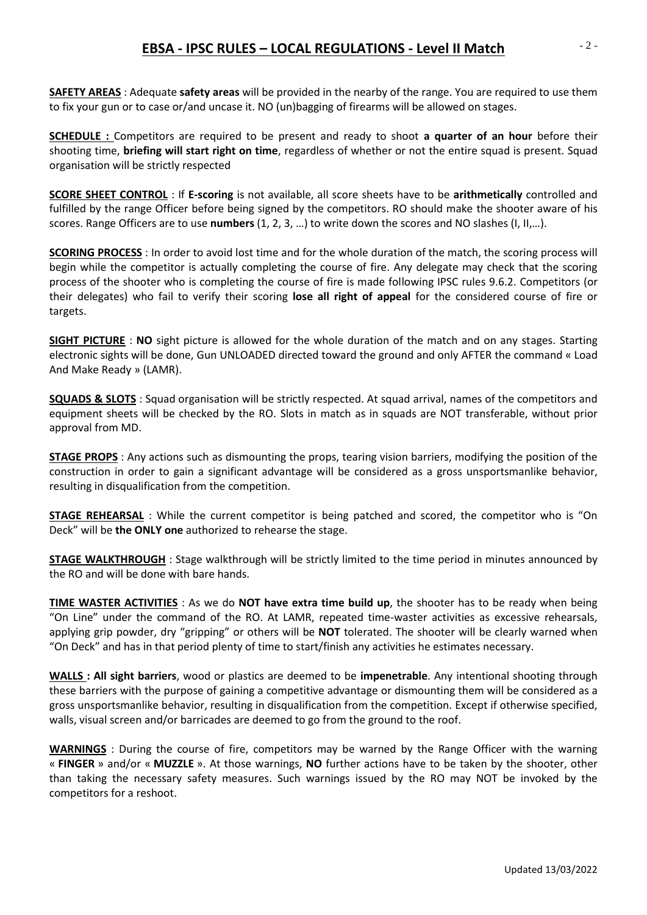**SAFETY AREAS** : Adequate **safety areas** will be provided in the nearby of the range. You are required to use them to fix your gun or to case or/and uncase it. NO (un)bagging of firearms will be allowed on stages.

**SCHEDULE :** Competitors are required to be present and ready to shoot **a quarter of an hour** before their shooting time, **briefing will start right on time**, regardless of whether or not the entire squad is present. Squad organisation will be strictly respected

**SCORE SHEET CONTROL** : If **E-scoring** is not available, all score sheets have to be **arithmetically** controlled and fulfilled by the range Officer before being signed by the competitors. RO should make the shooter aware of his scores. Range Officers are to use **numbers** (1, 2, 3, …) to write down the scores and NO slashes (I, II,…).

**SCORING PROCESS** : In order to avoid lost time and for the whole duration of the match, the scoring process will begin while the competitor is actually completing the course of fire. Any delegate may check that the scoring process of the shooter who is completing the course of fire is made following IPSC rules 9.6.2. Competitors (or their delegates) who fail to verify their scoring **lose all right of appeal** for the considered course of fire or targets.

**SIGHT PICTURE** : **NO** sight picture is allowed for the whole duration of the match and on any stages. Starting electronic sights will be done, Gun UNLOADED directed toward the ground and only AFTER the command « Load And Make Ready » (LAMR).

**SQUADS & SLOTS** : Squad organisation will be strictly respected. At squad arrival, names of the competitors and equipment sheets will be checked by the RO. Slots in match as in squads are NOT transferable, without prior approval from MD.

**STAGE PROPS** : Any actions such as dismounting the props, tearing vision barriers, modifying the position of the construction in order to gain a significant advantage will be considered as a gross unsportsmanlike behavior, resulting in disqualification from the competition.

**STAGE REHEARSAL** : While the current competitor is being patched and scored, the competitor who is "On Deck" will be **the ONLY one** authorized to rehearse the stage.

**STAGE WALKTHROUGH** : Stage walkthrough will be strictly limited to the time period in minutes announced by the RO and will be done with bare hands.

**TIME WASTER ACTIVITIES** : As we do **NOT have extra time build up**, the shooter has to be ready when being "On Line" under the command of the RO. At LAMR, repeated time-waster activities as excessive rehearsals, applying grip powder, dry "gripping" or others will be **NOT** tolerated. The shooter will be clearly warned when "On Deck" and has in that period plenty of time to start/finish any activities he estimates necessary.

**WALLS : All sight barriers**, wood or plastics are deemed to be **impenetrable**. Any intentional shooting through these barriers with the purpose of gaining a competitive advantage or dismounting them will be considered as a gross unsportsmanlike behavior, resulting in disqualification from the competition. Except if otherwise specified, walls, visual screen and/or barricades are deemed to go from the ground to the roof.

**WARNINGS** : During the course of fire, competitors may be warned by the Range Officer with the warning « **FINGER** » and/or « **MUZZLE** ». At those warnings, **NO** further actions have to be taken by the shooter, other than taking the necessary safety measures. Such warnings issued by the RO may NOT be invoked by the competitors for a reshoot.

Updated 13/03/2022